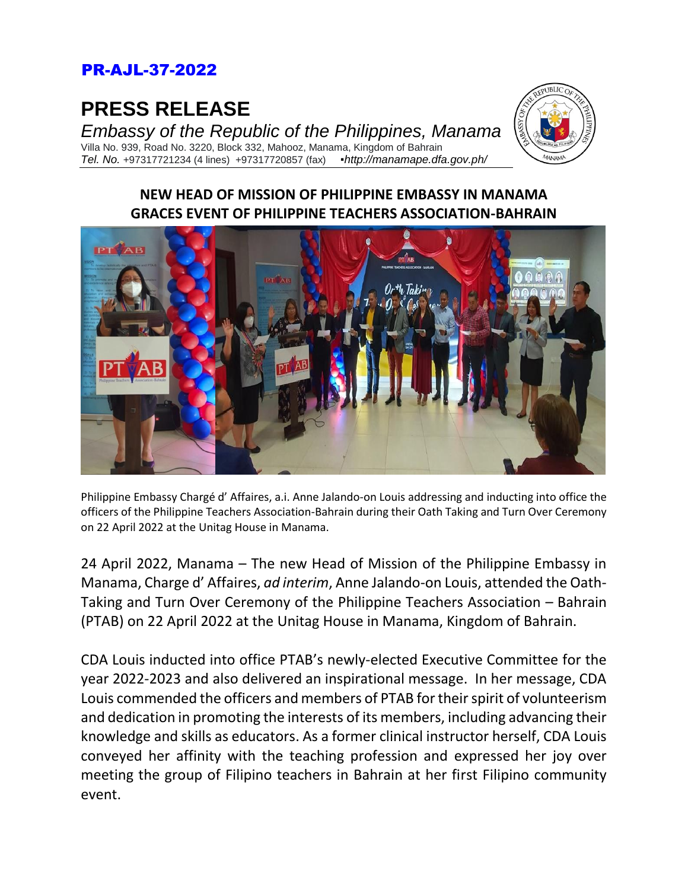PR-AJL-37-2022

# PRESS RELEASE

*Embassy of the Republic of the Philippines, Manama*
Villa No. 939, Road No. 3220, Block 332, Mahooz, Manama, Kingdom of Bahrain
*Tel. No.* +97317721234 (4 lines) +97317720857 (fax) ▪*http://manamape.dfa.gov.ph/*

## NEW HEAD OF MISSION OF PHILIPPINE EMBASSY IN MANAMA GRACES EVENT OF PHILIPPINE TEACHERS ASSOCIATION-BAHRAIN

Philippine Embassy Chargé d' Affaires, a.i. Anne Jalando-on Louis addressing and inducting into office the officers of the Philippine Teachers Association-Bahrain during their Oath Taking and Turn Over Ceremony on 22 April 2022 at the Unitag House in Manama.

24 April 2022, Manama – The new Head of Mission of the Philippine Embassy in Manama, Charge d' Affaires, *ad interim*, Anne Jalando-on Louis, attended the Oath-Taking and Turn Over Ceremony of the Philippine Teachers Association – Bahrain (PTAB) on 22 April 2022 at the Unitag House in Manama, Kingdom of Bahrain.

CDA Louis inducted into office PTAB's newly-elected Executive Committee for the year 2022-2023 and also delivered an inspirational message. In her message, CDA Louis commended the officers and members of PTAB for their spirit of volunteerism and dedication in promoting the interests of its members, including advancing their knowledge and skills as educators. As a former clinical instructor herself, CDA Louis conveyed her affinity with the teaching profession and expressed her joy over meeting the group of Filipino teachers in Bahrain at her first Filipino community event.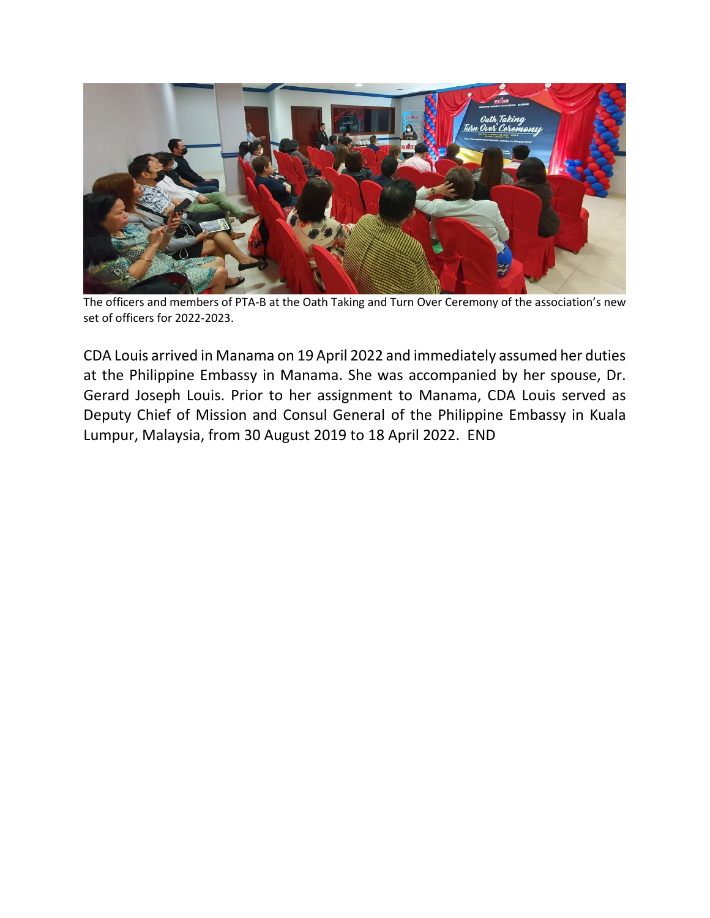The officers and members of PTA-B at the Oath Taking and Turn Over Ceremony of the association's new set of officers for 2022-2023.

CDA Louis arrived in Manama on 19 April 2022 and immediately assumed her duties at the Philippine Embassy in Manama. She was accompanied by her spouse, Dr. Gerard Joseph Louis. Prior to her assignment to Manama, CDA Louis served as Deputy Chief of Mission and Consul General of the Philippine Embassy in Kuala Lumpur, Malaysia, from 30 August 2019 to 18 April 2022. END